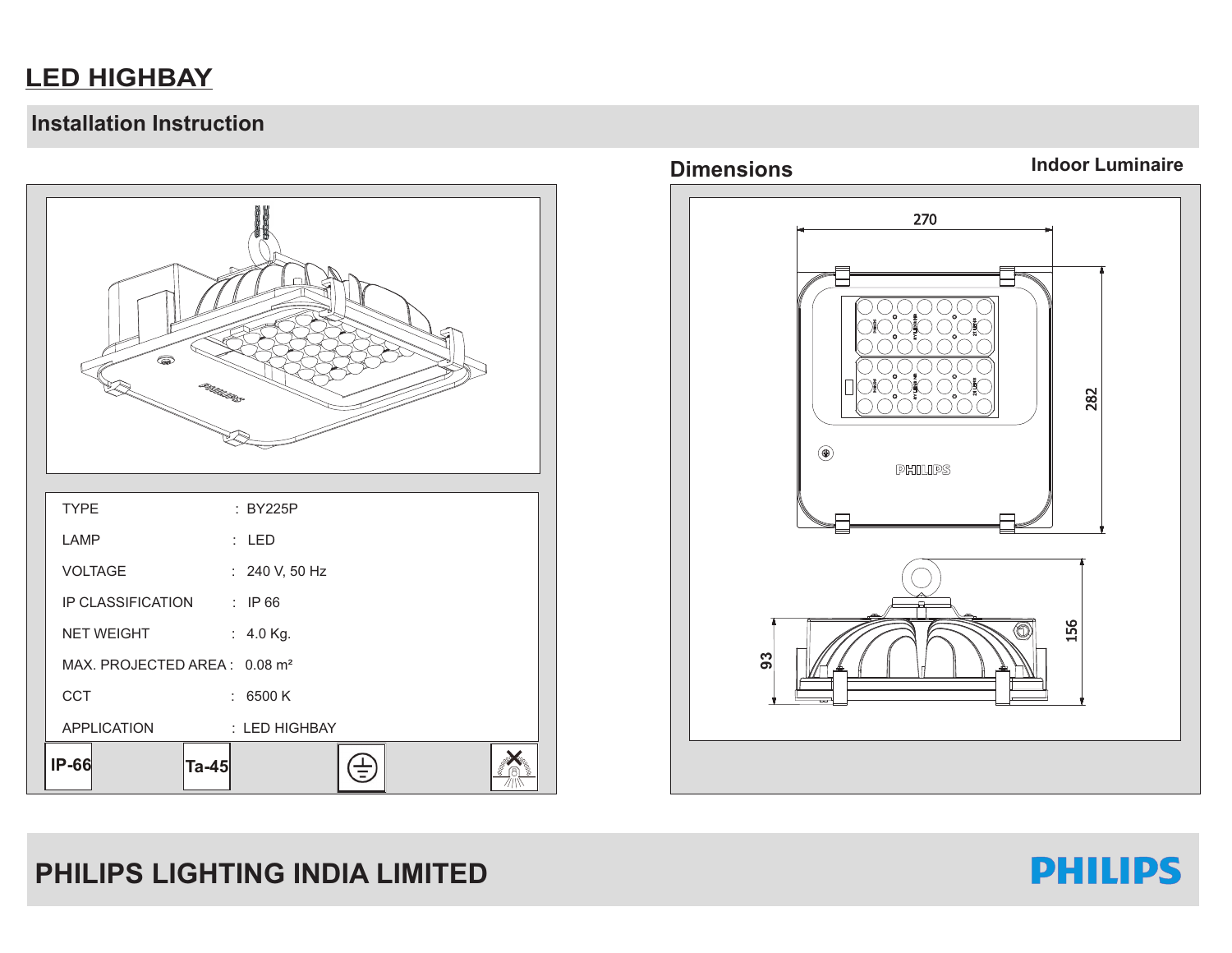# LED HIGHBAY

## Installation Instruction

| | |
|---|---|
| TYPE | : BY225P |
| LAMP | : LED |
| VOLTAGE | : 240 V, 50 Hz |
| IP CLASSIFICATION | : IP 66 |
| NET WEIGHT | : 4.0 Kg. |
| MAX. PROJECTED AREA | : 0.08 m² |
| CCT | : 6500 K |
| APPLICATION | : LED HIGHBAY |

IP-66 Ta-45

## Dimensions

**Indoor Luminaire**

270

282

93

156

PHILIPS

## PHILIPS LIGHTING INDIA LIMITED

PHILIPS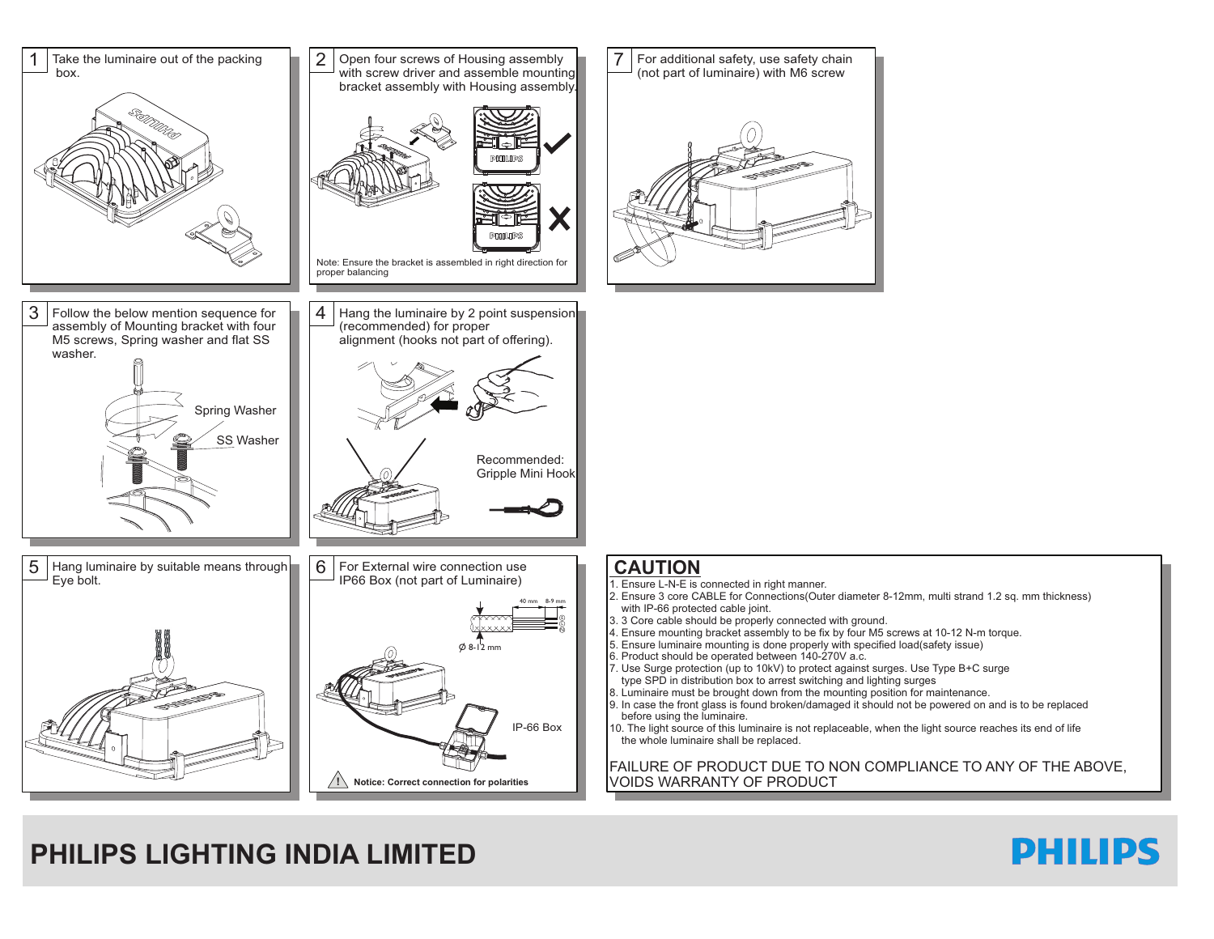1 Take the luminaire out of the packing box.

2 Open four screws of Housing assembly with screw driver and assemble mounting bracket assembly with Housing assembly.

Note: Ensure the bracket is assembled in right direction for proper balancing

7 For additional safety, use safety chain (not part of luminaire) with M6 screw

3 Follow the below mention sequence for assembly of Mounting bracket with four M5 screws, Spring washer and flat SS washer.

Spring Washer

SS Washer

4 Hang the luminaire by 2 point suspension (recommended) for proper alignment (hooks not part of offering).

Recommended: Gripple Mini Hook

5 Hang luminaire by suitable means through Eye bolt.

6 For External wire connection use IP66 Box (not part of Luminaire)

40 mm

8-9 mm

Ø 8-12 mm

IP-66 Box

Notice: Correct connection for polarities

## CAUTION

1. Ensure L-N-E is connected in right manner.
2. Ensure 3 core CABLE for Connections(Outer diameter 8-12mm, multi strand 1.2 sq. mm thickness) with IP-66 protected cable joint.
3. 3 Core cable should be properly connected with ground.
4. Ensure mounting bracket assembly to be fix by four M5 screws at 10-12 N-m torque.
5. Ensure luminaire mounting is done properly with specified load(safety issue)
6. Product should be operated between 140-270V a.c.
7. Use Surge protection (up to 10kV) to protect against surges. Use Type B+C surge type SPD in distribution box to arrest switching and lighting surges
8. Luminaire must be brought down from the mounting position for maintenance.
9. In case the front glass is found broken/damaged it should not be powered on and is to be replaced before using the luminaire.
10. The light source of this luminaire is not replaceable, when the light source reaches its end of life the whole luminaire shall be replaced.

FAILURE OF PRODUCT DUE TO NON COMPLIANCE TO ANY OF THE ABOVE, VOIDS WARRANTY OF PRODUCT

**PHILIPS LIGHTING INDIA LIMITED**

PHILIPS